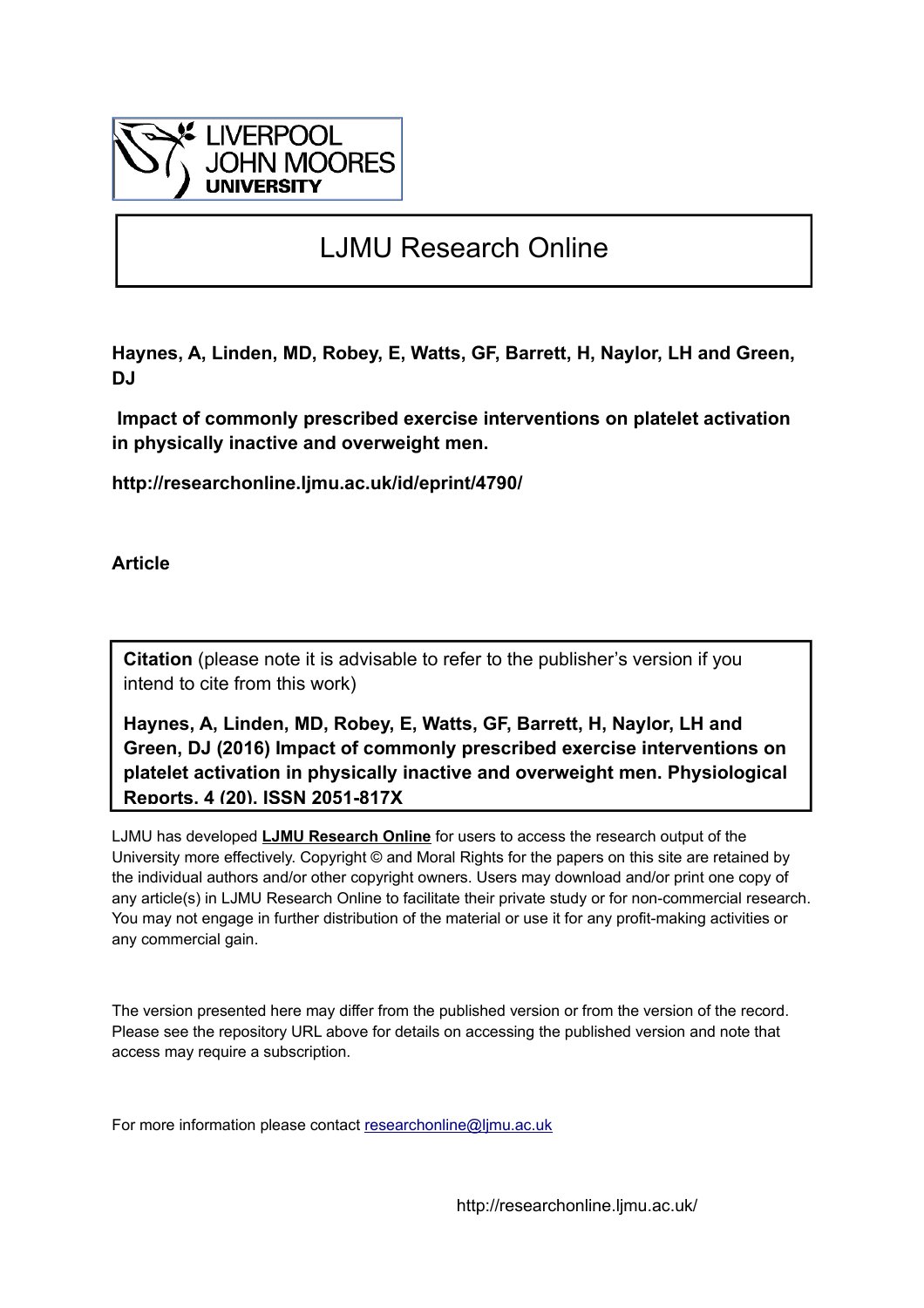LIVERPOOL JOHN MOORES UNIVERSITY

# LJMU Research Online

**Haynes, A, Linden, MD, Robey, E, Watts, GF, Barrett, H, Naylor, LH and Green, DJ**

**Impact of commonly prescribed exercise interventions on platelet activation in physically inactive and overweight men.**

**http://researchonline.ljmu.ac.uk/id/eprint/4790/**

**Article**

**Citation** (please note it is advisable to refer to the publisher's version if you intend to cite from this work)

**Haynes, A, Linden, MD, Robey, E, Watts, GF, Barrett, H, Naylor, LH and Green, DJ (2016) Impact of commonly prescribed exercise interventions on platelet activation in physically inactive and overweight men. Physiological Reports, 4 (20). ISSN 2051-817X**

LJMU has developed **LJMU Research Online** for users to access the research output of the University more effectively. Copyright © and Moral Rights for the papers on this site are retained by the individual authors and/or other copyright owners. Users may download and/or print one copy of any article(s) in LJMU Research Online to facilitate their private study or for non-commercial research. You may not engage in further distribution of the material or use it for any profit-making activities or any commercial gain.

The version presented here may differ from the published version or from the version of the record. Please see the repository URL above for details on accessing the published version and note that access may require a subscription.

For more information please contact researchonline@ljmu.ac.uk

http://researchonline.ljmu.ac.uk/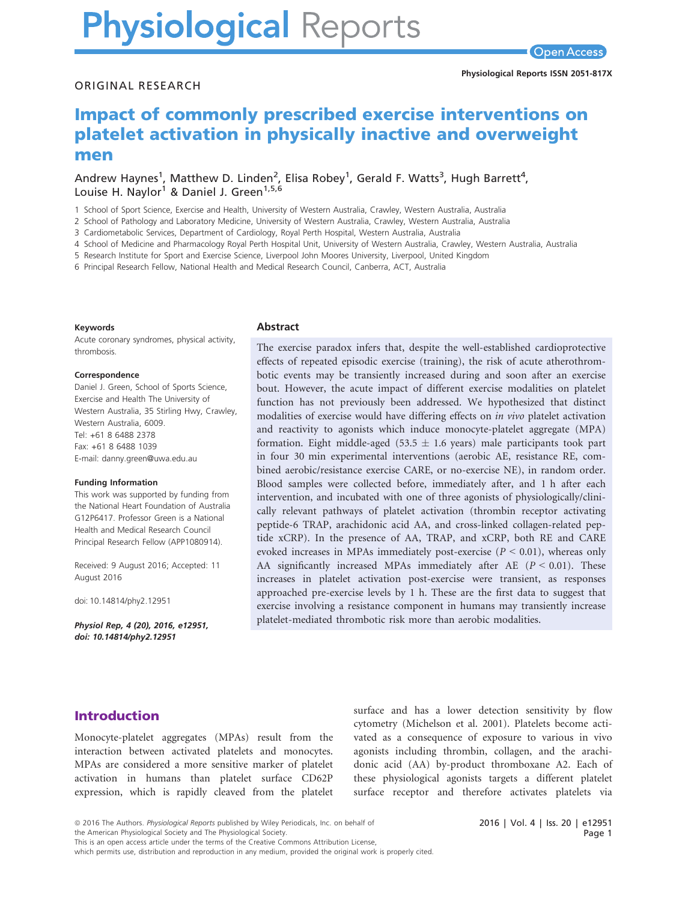# Impact of commonly prescribed exercise interventions on platelet activation in physically inactive and overweight men

Andrew Haynes[1], Matthew D. Linden[2], Elisa Robey[1], Gerald F. Watts[3], Hugh Barrett[4], Louise H. Naylor[1] & Daniel J. Green[1,5,6]

1 School of Sport Science, Exercise and Health, University of Western Australia, Crawley, Western Australia, Australia

2 School of Pathology and Laboratory Medicine, University of Western Australia, Crawley, Western Australia, Australia

3 Cardiometabolic Services, Department of Cardiology, Royal Perth Hospital, Western Australia, Australia

4 School of Medicine and Pharmacology Royal Perth Hospital Unit, University of Western Australia, Crawley, Western Australia, Australia

5 Research Institute for Sport and Exercise Science, Liverpool John Moores University, Liverpool, United Kingdom

6 Principal Research Fellow, National Health and Medical Research Council, Canberra, ACT, Australia

**Keywords**

Acute coronary syndromes, physical activity, thrombosis.

**Correspondence**

Daniel J. Green, School of Sports Science, Exercise and Health The University of Western Australia, 35 Stirling Hwy, Crawley, Western Australia, 6009.
Tel: +61 8 6488 2378
Fax: +61 8 6488 1039
E-mail: danny.green@uwa.edu.au

**Funding Information**

This work was supported by funding from the National Heart Foundation of Australia G12P6417. Professor Green is a National Health and Medical Research Council Principal Research Fellow (APP1080914).

Received: 9 August 2016; Accepted: 11 August 2016

doi: 10.14814/phy2.12951

***Physiol Rep, 4 (20), 2016, e12951, doi: 10.14814/phy2.12951***

## Abstract

The exercise paradox infers that, despite the well-established cardioprotective effects of repeated episodic exercise (training), the risk of acute atherothrombotic events may be transiently increased during and soon after an exercise bout. However, the acute impact of different exercise modalities on platelet function has not previously been addressed. We hypothesized that distinct modalities of exercise would have differing effects on *in vivo* platelet activation and reactivity to agonists which induce monocyte-platelet aggregate (MPA) formation. Eight middle-aged (53.5 ± 1.6 years) male participants took part in four 30 min experimental interventions (aerobic AE, resistance RE, combined aerobic/resistance exercise CARE, or no-exercise NE), in random order. Blood samples were collected before, immediately after, and 1 h after each intervention, and incubated with one of three agonists of physiologically/clinically relevant pathways of platelet activation (thrombin receptor activating peptide-6 TRAP, arachidonic acid AA, and cross-linked collagen-related peptide xCRP). In the presence of AA, TRAP, and xCRP, both RE and CARE evoked increases in MPAs immediately post-exercise ($P < 0.01$), whereas only AA significantly increased MPAs immediately after AE ($P < 0.01$). These increases in platelet activation post-exercise were transient, as responses approached pre-exercise levels by 1 h. These are the first data to suggest that exercise involving a resistance component in humans may transiently increase platelet-mediated thrombotic risk more than aerobic modalities.

## Introduction

Monocyte-platelet aggregates (MPAs) result from the interaction between activated platelets and monocytes. MPAs are considered a more sensitive marker of platelet activation in humans than platelet surface CD62P expression, which is rapidly cleaved from the platelet surface and has a lower detection sensitivity by flow cytometry (Michelson et al. 2001). Platelets become activated as a consequence of exposure to various in vivo agonists including thrombin, collagen, and the arachidonic acid (AA) by-product thromboxane A2. Each of these physiological agonists targets a different platelet surface receptor and therefore activates platelets via

© 2016 The Authors. *Physiological Reports* published by Wiley Periodicals, Inc. on behalf of the American Physiological Society and The Physiological Society.
This is an open access article under the terms of the Creative Commons Attribution License, which permits use, distribution and reproduction in any medium, provided the original work is properly cited.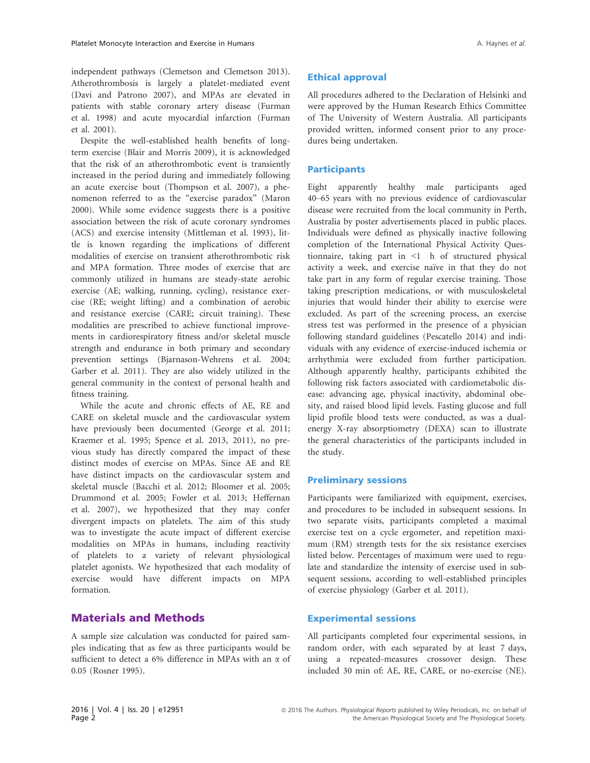independent pathways (Clemetson and Clemetson 2013). Atherothrombosis is largely a platelet-mediated event (Davi and Patrono 2007), and MPAs are elevated in patients with stable coronary artery disease (Furman et al. 1998) and acute myocardial infarction (Furman et al. 2001).

Despite the well-established health benefits of long-term exercise (Blair and Morris 2009), it is acknowledged that the risk of an atherothrombotic event is transiently increased in the period during and immediately following an acute exercise bout (Thompson et al. 2007), a phenomenon referred to as the "exercise paradox" (Maron 2000). While some evidence suggests there is a positive association between the risk of acute coronary syndromes (ACS) and exercise intensity (Mittleman et al. 1993), little is known regarding the implications of different modalities of exercise on transient atherothrombotic risk and MPA formation. Three modes of exercise that are commonly utilized in humans are steady-state aerobic exercise (AE; walking, running, cycling), resistance exercise (RE; weight lifting) and a combination of aerobic and resistance exercise (CARE; circuit training). These modalities are prescribed to achieve functional improvements in cardiorespiratory fitness and/or skeletal muscle strength and endurance in both primary and secondary prevention settings (Bjarnason-Wehrens et al. 2004; Garber et al. 2011). They are also widely utilized in the general community in the context of personal health and fitness training.

While the acute and chronic effects of AE, RE and CARE on skeletal muscle and the cardiovascular system have previously been documented (George et al. 2011; Kraemer et al. 1995; Spence et al. 2013, 2011), no previous study has directly compared the impact of these distinct modes of exercise on MPAs. Since AE and RE have distinct impacts on the cardiovascular system and skeletal muscle (Bacchi et al. 2012; Bloomer et al. 2005; Drummond et al. 2005; Fowler et al. 2013; Heffernan et al. 2007), we hypothesized that they may confer divergent impacts on platelets. The aim of this study was to investigate the acute impact of different exercise modalities on MPAs in humans, including reactivity of platelets to a variety of relevant physiological platelet agonists. We hypothesized that each modality of exercise would have different impacts on MPA formation.

## Materials and Methods

A sample size calculation was conducted for paired samples indicating that as few as three participants would be sufficient to detect a 6% difference in MPAs with an $\alpha$ of 0.05 (Rosner 1995).

### Ethical approval

All procedures adhered to the Declaration of Helsinki and were approved by the Human Research Ethics Committee of The University of Western Australia. All participants provided written, informed consent prior to any procedures being undertaken.

### Participants

Eight apparently healthy male participants aged 40–65 years with no previous evidence of cardiovascular disease were recruited from the local community in Perth, Australia by poster advertisements placed in public places. Individuals were defined as physically inactive following completion of the International Physical Activity Questionnaire, taking part in <1 h of structured physical activity a week, and exercise naïve in that they do not take part in any form of regular exercise training. Those taking prescription medications, or with musculoskeletal injuries that would hinder their ability to exercise were excluded. As part of the screening process, an exercise stress test was performed in the presence of a physician following standard guidelines (Pescatello 2014) and individuals with any evidence of exercise-induced ischemia or arrhythmia were excluded from further participation. Although apparently healthy, participants exhibited the following risk factors associated with cardiometabolic disease: advancing age, physical inactivity, abdominal obesity, and raised blood lipid levels. Fasting glucose and full lipid profile blood tests were conducted, as was a dual-energy X-ray absorptiometry (DEXA) scan to illustrate the general characteristics of the participants included in the study.

### Preliminary sessions

Participants were familiarized with equipment, exercises, and procedures to be included in subsequent sessions. In two separate visits, participants completed a maximal exercise test on a cycle ergometer, and repetition maximum (RM) strength tests for the six resistance exercises listed below. Percentages of maximum were used to regulate and standardize the intensity of exercise used in subsequent sessions, according to well-established principles of exercise physiology (Garber et al. 2011).

### Experimental sessions

All participants completed four experimental sessions, in random order, with each separated by at least 7 days, using a repeated-measures crossover design. These included 30 min of: AE, RE, CARE, or no-exercise (NE).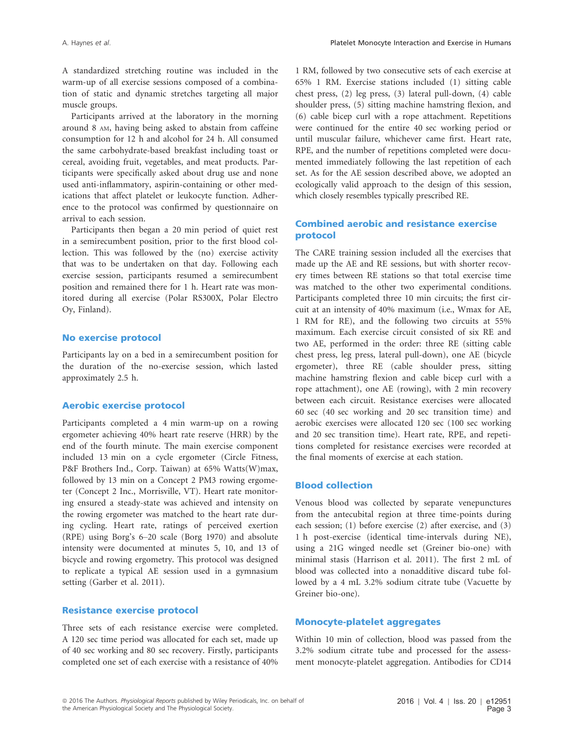A standardized stretching routine was included in the warm-up of all exercise sessions composed of a combination of static and dynamic stretches targeting all major muscle groups.

Participants arrived at the laboratory in the morning around 8 AM, having being asked to abstain from caffeine consumption for 12 h and alcohol for 24 h. All consumed the same carbohydrate-based breakfast including toast or cereal, avoiding fruit, vegetables, and meat products. Participants were specifically asked about drug use and none used anti-inflammatory, aspirin-containing or other medications that affect platelet or leukocyte function. Adherence to the protocol was confirmed by questionnaire on arrival to each session.

Participants then began a 20 min period of quiet rest in a semirecumbent position, prior to the first blood collection. This was followed by the (no) exercise activity that was to be undertaken on that day. Following each exercise session, participants resumed a semirecumbent position and remained there for 1 h. Heart rate was monitored during all exercise (Polar RS300X, Polar Electro Oy, Finland).

## No exercise protocol

Participants lay on a bed in a semirecumbent position for the duration of the no-exercise session, which lasted approximately 2.5 h.

## Aerobic exercise protocol

Participants completed a 4 min warm-up on a rowing ergometer achieving 40% heart rate reserve (HRR) by the end of the fourth minute. The main exercise component included 13 min on a cycle ergometer (Circle Fitness, P&F Brothers Ind., Corp. Taiwan) at 65% Watts(W)max, followed by 13 min on a Concept 2 PM3 rowing ergometer (Concept 2 Inc., Morrisville, VT). Heart rate monitoring ensured a steady-state was achieved and intensity on the rowing ergometer was matched to the heart rate during cycling. Heart rate, ratings of perceived exertion (RPE) using Borg's 6–20 scale (Borg 1970) and absolute intensity were documented at minutes 5, 10, and 13 of bicycle and rowing ergometry. This protocol was designed to replicate a typical AE session used in a gymnasium setting (Garber et al. 2011).

## Resistance exercise protocol

Three sets of each resistance exercise were completed. A 120 sec time period was allocated for each set, made up of 40 sec working and 80 sec recovery. Firstly, participants completed one set of each exercise with a resistance of 40% 1 RM, followed by two consecutive sets of each exercise at 65% 1 RM. Exercise stations included (1) sitting cable chest press, (2) leg press, (3) lateral pull-down, (4) cable shoulder press, (5) sitting machine hamstring flexion, and (6) cable bicep curl with a rope attachment. Repetitions were continued for the entire 40 sec working period or until muscular failure, whichever came first. Heart rate, RPE, and the number of repetitions completed were documented immediately following the last repetition of each set. As for the AE session described above, we adopted an ecologically valid approach to the design of this session, which closely resembles typically prescribed RE.

## Combined aerobic and resistance exercise protocol

The CARE training session included all the exercises that made up the AE and RE sessions, but with shorter recovery times between RE stations so that total exercise time was matched to the other two experimental conditions. Participants completed three 10 min circuits; the first circuit at an intensity of 40% maximum (i.e., Wmax for AE, 1 RM for RE), and the following two circuits at 55% maximum. Each exercise circuit consisted of six RE and two AE, performed in the order: three RE (sitting cable chest press, leg press, lateral pull-down), one AE (bicycle ergometer), three RE (cable shoulder press, sitting machine hamstring flexion and cable bicep curl with a rope attachment), one AE (rowing), with 2 min recovery between each circuit. Resistance exercises were allocated 60 sec (40 sec working and 20 sec transition time) and aerobic exercises were allocated 120 sec (100 sec working and 20 sec transition time). Heart rate, RPE, and repetitions completed for resistance exercises were recorded at the final moments of exercise at each station.

## Blood collection

Venous blood was collected by separate venepunctures from the antecubital region at three time-points during each session; (1) before exercise (2) after exercise, and (3) 1 h post-exercise (identical time-intervals during NE), using a 21G winged needle set (Greiner bio-one) with minimal stasis (Harrison et al. 2011). The first 2 mL of blood was collected into a nonadditive discard tube followed by a 4 mL 3.2% sodium citrate tube (Vacuette by Greiner bio-one).

## Monocyte-platelet aggregates

Within 10 min of collection, blood was passed from the 3.2% sodium citrate tube and processed for the assessment monocyte-platelet aggregation. Antibodies for CD14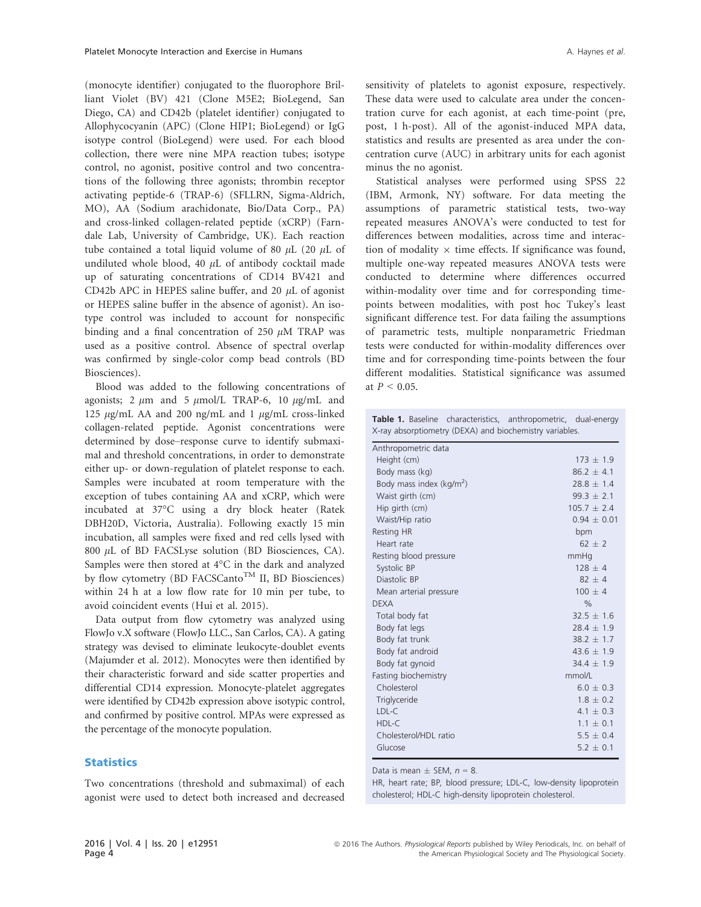(monocyte identifier) conjugated to the fluorophore Brilliant Violet (BV) 421 (Clone M5E2; BioLegend, San Diego, CA) and CD42b (platelet identifier) conjugated to Allophycocyanin (APC) (Clone HIP1; BioLegend) or IgG isotype control (BioLegend) were used. For each blood collection, there were nine MPA reaction tubes; isotype control, no agonist, positive control and two concentrations of the following three agonists; thrombin receptor activating peptide-6 (TRAP-6) (SFLLRN, Sigma-Aldrich, MO), AA (Sodium arachidonate, Bio/Data Corp., PA) and cross-linked collagen-related peptide (xCRP) (Farndale Lab, University of Cambridge, UK). Each reaction tube contained a total liquid volume of 80 $\mu$L (20 $\mu$L of undiluted whole blood, 40 $\mu$L of antibody cocktail made up of saturating concentrations of CD14 BV421 and CD42b APC in HEPES saline buffer, and 20 $\mu$L of agonist or HEPES saline buffer in the absence of agonist). An isotype control was included to account for nonspecific binding and a final concentration of 250 $\mu$M TRAP was used as a positive control. Absence of spectral overlap was confirmed by single-color comp bead controls (BD Biosciences).

Blood was added to the following concentrations of agonists; 2 $\mu$m and 5 $\mu$mol/L TRAP-6, 10 $\mu$g/mL and 125 $\mu$g/mL AA and 200 ng/mL and 1 $\mu$g/mL cross-linked collagen-related peptide. Agonist concentrations were determined by dose–response curve to identify submaximal and threshold concentrations, in order to demonstrate either up- or down-regulation of platelet response to each. Samples were incubated at room temperature with the exception of tubes containing AA and xCRP, which were incubated at 37°C using a dry block heater (Ratek DBH20D, Victoria, Australia). Following exactly 15 min incubation, all samples were fixed and red cells lysed with 800 $\mu$L of BD FACSLyse solution (BD Biosciences, CA). Samples were then stored at 4°C in the dark and analyzed by flow cytometry (BD FACSCanto™ II, BD Biosciences) within 24 h at a low flow rate for 10 min per tube, to avoid coincident events (Hui et al. 2015).

Data output from flow cytometry was analyzed using FlowJo v.X software (FlowJo LLC., San Carlos, CA). A gating strategy was devised to eliminate leukocyte-doublet events (Majumder et al. 2012). Monocytes were then identified by their characteristic forward and side scatter properties and differential CD14 expression. Monocyte-platelet aggregates were identified by CD42b expression above isotypic control, and confirmed by positive control. MPAs were expressed as the percentage of the monocyte population.

## Statistics

Two concentrations (threshold and submaximal) of each agonist were used to detect both increased and decreased sensitivity of platelets to agonist exposure, respectively. These data were used to calculate area under the concentration curve for each agonist, at each time-point (pre, post, 1 h-post). All of the agonist-induced MPA data, statistics and results are presented as area under the concentration curve (AUC) in arbitrary units for each agonist minus the no agonist.

Statistical analyses were performed using SPSS 22 (IBM, Armonk, NY) software. For data meeting the assumptions of parametric statistical tests, two-way repeated measures ANOVA's were conducted to test for differences between modalities, across time and interaction of modality × time effects. If significance was found, multiple one-way repeated measures ANOVA tests were conducted to determine where differences occurred within-modality over time and for corresponding time-points between modalities, with post hoc Tukey's least significant difference test. For data failing the assumptions of parametric tests, multiple nonparametric Friedman tests were conducted for within-modality differences over time and for corresponding time-points between the four different modalities. Statistical significance was assumed at $P < 0.05$.

**Table 1.** Baseline characteristics, anthropometric, dual-energy X-ray absorptiometry (DEXA) and biochemistry variables.

| | |
|---|---|
| Anthropometric data | |
| Height (cm) | 173 ± 1.9 |
| Body mass (kg) | 86.2 ± 4.1 |
| Body mass index (kg/m$^2$) | 28.8 ± 1.4 |
| Waist girth (cm) | 99.3 ± 2.1 |
| Hip girth (cm) | 105.7 ± 2.4 |
| Waist/Hip ratio | 0.94 ± 0.01 |
| Resting HR | bpm |
| Heart rate | 62 ± 2 |
| Resting blood pressure | mmHg |
| Systolic BP | 128 ± 4 |
| Diastolic BP | 82 ± 4 |
| Mean arterial pressure | 100 ± 4 |
| DEXA | % |
| Total body fat | 32.5 ± 1.6 |
| Body fat legs | 28.4 ± 1.9 |
| Body fat trunk | 38.2 ± 1.7 |
| Body fat android | 43.6 ± 1.9 |
| Body fat gynoid | 34.4 ± 1.9 |
| Fasting biochemistry | mmol/L |
| Cholesterol | 6.0 ± 0.3 |
| Triglyceride | 1.8 ± 0.2 |
| LDL-C | 4.1 ± 0.3 |
| HDL-C | 1.1 ± 0.1 |
| Cholesterol/HDL ratio | 5.5 ± 0.4 |
| Glucose | 5.2 ± 0.1 |

Data is mean ± SEM, $n = 8$.

HR, heart rate; BP, blood pressure; LDL-C, low-density lipoprotein cholesterol; HDL-C high-density lipoprotein cholesterol.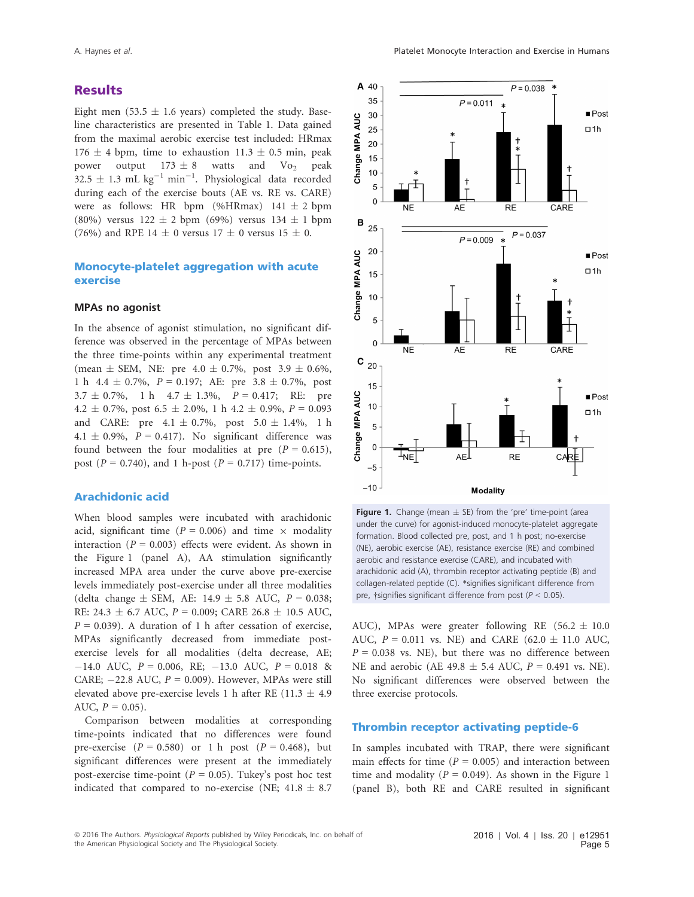## Results

Eight men (53.5 ± 1.6 years) completed the study. Baseline characteristics are presented in Table 1. Data gained from the maximal aerobic exercise test included: HRmax 176 ± 4 bpm, time to exhaustion 11.3 ± 0.5 min, peak power output 173 ± 8 watts and $\dot{V}O_2$ peak 32.5 ± 1.3 mL kg$^{-1}$ min$^{-1}$. Physiological data recorded during each of the exercise bouts (AE vs. RE vs. CARE) were as follows: HR bpm (%HRmax) 141 ± 2 bpm (80%) versus 122 ± 2 bpm (69%) versus 134 ± 1 bpm (76%) and RPE 14 ± 0 versus 17 ± 0 versus 15 ± 0.

### Monocyte-platelet aggregation with acute exercise

#### MPAs no agonist

In the absence of agonist stimulation, no significant difference was observed in the percentage of MPAs between the three time-points within any experimental treatment (mean ± SEM, NE: pre 4.0 ± 0.7%, post 3.9 ± 0.6%, 1 h 4.4 ± 0.7%, $P = 0.197$; AE: pre 3.8 ± 0.7%, post 3.7 ± 0.7%, 1 h 4.7 ± 1.3%, $P = 0.417$; RE: pre 4.2 ± 0.7%, post 6.5 ± 2.0%, 1 h 4.2 ± 0.9%, $P = 0.093$ and CARE: pre 4.1 ± 0.7%, post 5.0 ± 1.4%, 1 h 4.1 ± 0.9%, $P = 0.417$). No significant difference was found between the four modalities at pre ($P = 0.615$), post ($P = 0.740$), and 1 h-post ($P = 0.717$) time-points.

### Arachidonic acid

When blood samples were incubated with arachidonic acid, significant time ($P = 0.006$) and time × modality interaction ($P = 0.003$) effects were evident. As shown in the Figure 1 (panel A), AA stimulation significantly increased MPA area under the curve above pre-exercise levels immediately post-exercise under all three modalities (delta change ± SEM, AE: 14.9 ± 5.8 AUC, $P = 0.038$; RE: 24.3 ± 6.7 AUC, $P = 0.009$; CARE 26.8 ± 10.5 AUC, $P = 0.039$). A duration of 1 h after cessation of exercise, MPAs significantly decreased from immediate post-exercise levels for all modalities (delta decrease, AE; −14.0 AUC, $P = 0.006$, RE; −13.0 AUC, $P = 0.018$ & CARE; −22.8 AUC, $P = 0.009$). However, MPAs were still elevated above pre-exercise levels 1 h after RE (11.3 ± 4.9 AUC, $P = 0.05$).

Comparison between modalities at corresponding time-points indicated that no differences were found pre-exercise ($P = 0.580$) or 1 h post ($P = 0.468$), but significant differences were present at the immediately post-exercise time-point ($P = 0.05$). Tukey's post hoc test indicated that compared to no-exercise (NE; 41.8 ± 8.7 AUC), MPAs were greater following RE (56.2 ± 10.0 AUC, $P = 0.011$ vs. NE) and CARE (62.0 ± 11.0 AUC, $P = 0.038$ vs. NE), but there was no difference between NE and aerobic (AE 49.8 ± 5.4 AUC, $P = 0.491$ vs. NE). No significant differences were observed between the three exercise protocols.

**Figure 1.** Change (mean ± SE) from the 'pre' time-point (area under the curve) for agonist-induced monocyte-platelet aggregate formation. Blood collected pre, post, and 1 h post; no-exercise (NE), aerobic exercise (AE), resistance exercise (RE) and combined aerobic and resistance exercise (CARE), and incubated with arachidonic acid (A), thrombin receptor activating peptide (B) and collagen-related peptide (C). *signifies significant difference from pre, †signifies significant difference from post ($P < 0.05$).

### Thrombin receptor activating peptide-6

In samples incubated with TRAP, there were significant main effects for time ($P = 0.005$) and interaction between time and modality ($P = 0.049$). As shown in the Figure 1 (panel B), both RE and CARE resulted in significant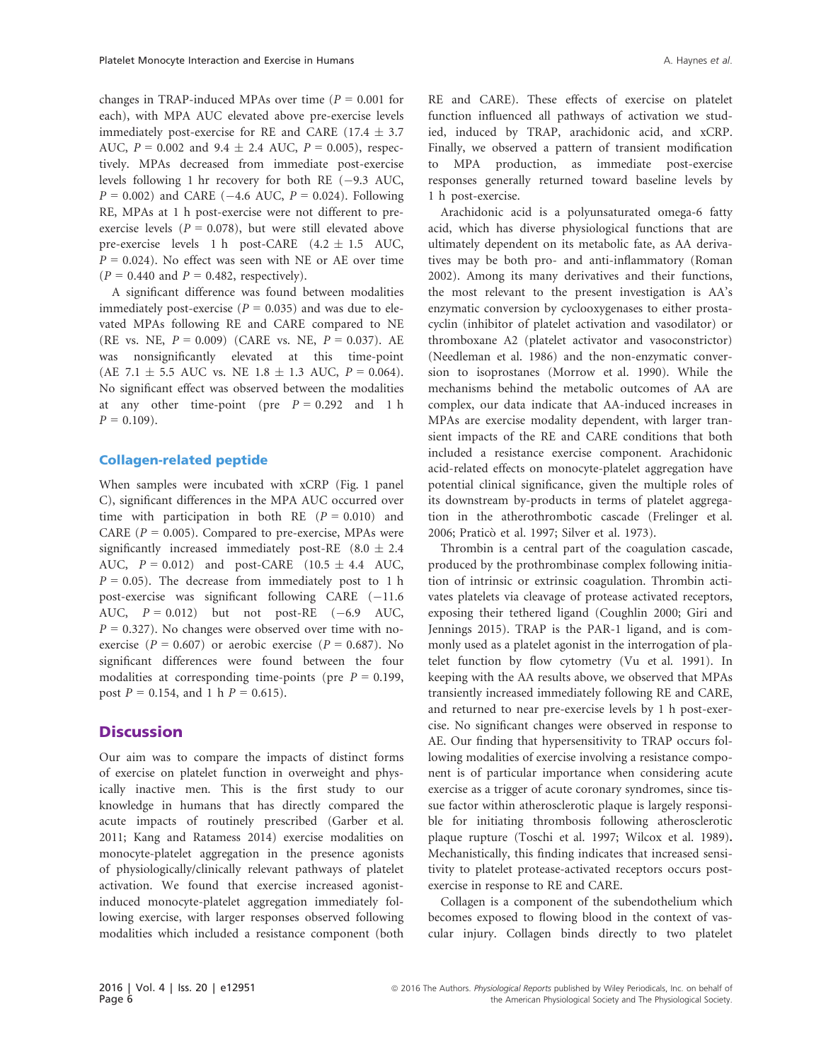changes in TRAP-induced MPAs over time ($P = 0.001$ for each), with MPA AUC elevated above pre-exercise levels immediately post-exercise for RE and CARE ($17.4 \pm 3.7$ AUC, $P = 0.002$ and $9.4 \pm 2.4$ AUC, $P = 0.005$), respectively. MPAs decreased from immediate post-exercise levels following 1 hr recovery for both RE (−9.3 AUC, $P = 0.002$) and CARE (−4.6 AUC, $P = 0.024$). Following RE, MPAs at 1 h post-exercise were not different to pre-exercise levels ($P = 0.078$), but were still elevated above pre-exercise levels 1 h post-CARE ($4.2 \pm 1.5$ AUC, $P = 0.024$). No effect was seen with NE or AE over time ($P = 0.440$ and $P = 0.482$, respectively).

A significant difference was found between modalities immediately post-exercise ($P = 0.035$) and was due to elevated MPAs following RE and CARE compared to NE (RE vs. NE, $P = 0.009$) (CARE vs. NE, $P = 0.037$). AE was nonsignificantly elevated at this time-point (AE $7.1 \pm 5.5$ AUC vs. NE $1.8 \pm 1.3$ AUC, $P = 0.064$). No significant effect was observed between the modalities at any other time-point (pre $P = 0.292$ and 1 h $P = 0.109$).

### Collagen-related peptide

When samples were incubated with xCRP (Fig. 1 panel C), significant differences in the MPA AUC occurred over time with participation in both RE ($P = 0.010$) and CARE ($P = 0.005$). Compared to pre-exercise, MPAs were significantly increased immediately post-RE ($8.0 \pm 2.4$ AUC, $P = 0.012$) and post-CARE ($10.5 \pm 4.4$ AUC, $P = 0.05$). The decrease from immediately post to 1 h post-exercise was significant following CARE (−11.6 AUC, $P = 0.012$) but not post-RE (−6.9 AUC, $P = 0.327$). No changes were observed over time with no-exercise ($P = 0.607$) or aerobic exercise ($P = 0.687$). No significant differences were found between the four modalities at corresponding time-points (pre $P = 0.199$, post $P = 0.154$, and 1 h $P = 0.615$).

## Discussion

Our aim was to compare the impacts of distinct forms of exercise on platelet function in overweight and physically inactive men. This is the first study to our knowledge in humans that has directly compared the acute impacts of routinely prescribed (Garber et al. 2011; Kang and Ratamess 2014) exercise modalities on monocyte-platelet aggregation in the presence agonists of physiologically/clinically relevant pathways of platelet activation. We found that exercise increased agonist-induced monocyte-platelet aggregation immediately following exercise, with larger responses observed following modalities which included a resistance component (both RE and CARE). These effects of exercise on platelet function influenced all pathways of activation we studied, induced by TRAP, arachidonic acid, and xCRP. Finally, we observed a pattern of transient modification to MPA production, as immediate post-exercise responses generally returned toward baseline levels by 1 h post-exercise.

Arachidonic acid is a polyunsaturated omega-6 fatty acid, which has diverse physiological functions that are ultimately dependent on its metabolic fate, as AA derivatives may be both pro- and anti-inflammatory (Roman 2002). Among its many derivatives and their functions, the most relevant to the present investigation is AA's enzymatic conversion by cyclooxygenases to either prostacyclin (inhibitor of platelet activation and vasodilator) or thromboxane A2 (platelet activator and vasoconstrictor) (Needleman et al. 1986) and the non-enzymatic conversion to isoprostanes (Morrow et al. 1990). While the mechanisms behind the metabolic outcomes of AA are complex, our data indicate that AA-induced increases in MPAs are exercise modality dependent, with larger transient impacts of the RE and CARE conditions that both included a resistance exercise component. Arachidonic acid-related effects on monocyte-platelet aggregation have potential clinical significance, given the multiple roles of its downstream by-products in terms of platelet aggregation in the atherothrombotic cascade (Frelinger et al. 2006; Praticò et al. 1997; Silver et al. 1973).

Thrombin is a central part of the coagulation cascade, produced by the prothrombinase complex following initiation of intrinsic or extrinsic coagulation. Thrombin activates platelets via cleavage of protease activated receptors, exposing their tethered ligand (Coughlin 2000; Giri and Jennings 2015). TRAP is the PAR-1 ligand, and is commonly used as a platelet agonist in the interrogation of platelet function by flow cytometry (Vu et al. 1991). In keeping with the AA results above, we observed that MPAs transiently increased immediately following RE and CARE, and returned to near pre-exercise levels by 1 h post-exercise. No significant changes were observed in response to AE. Our finding that hypersensitivity to TRAP occurs following modalities of exercise involving a resistance component is of particular importance when considering acute exercise as a trigger of acute coronary syndromes, since tissue factor within atherosclerotic plaque is largely responsible for initiating thrombosis following atherosclerotic plaque rupture (Toschi et al. 1997; Wilcox et al. 1989). Mechanistically, this finding indicates that increased sensitivity to platelet protease-activated receptors occurs post-exercise in response to RE and CARE.

Collagen is a component of the subendothelium which becomes exposed to flowing blood in the context of vascular injury. Collagen binds directly to two platelet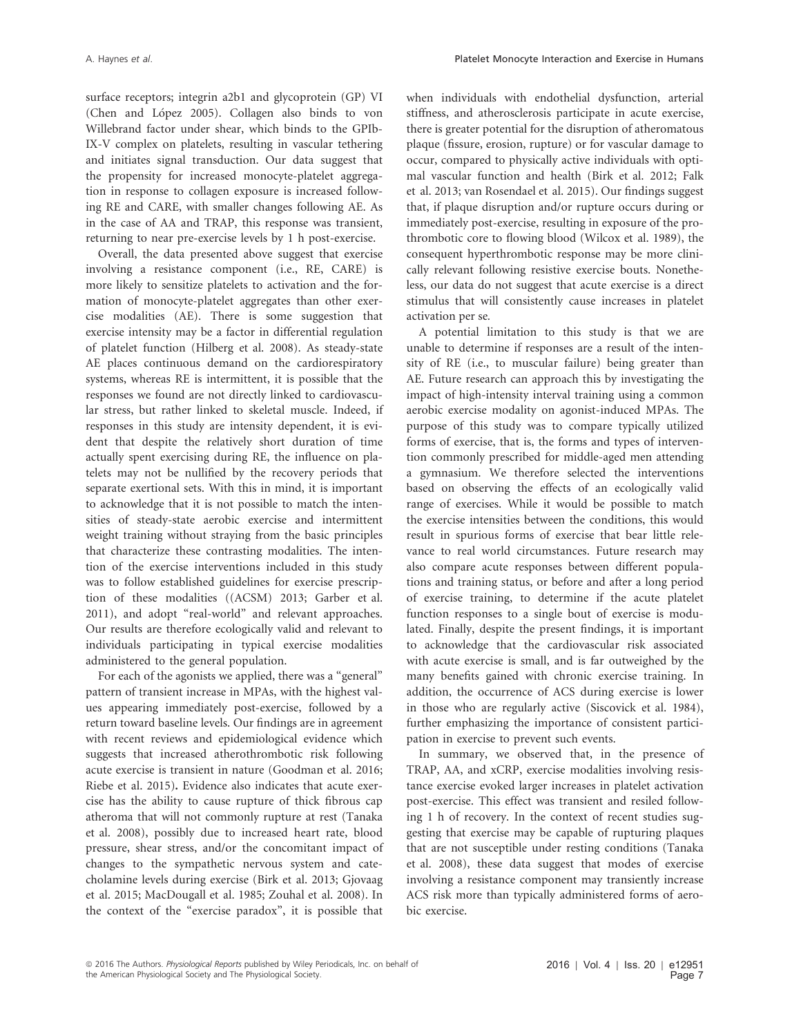surface receptors; integrin a2b1 and glycoprotein (GP) VI (Chen and López 2005). Collagen also binds to von Willebrand factor under shear, which binds to the GPIb-IX-V complex on platelets, resulting in vascular tethering and initiates signal transduction. Our data suggest that the propensity for increased monocyte-platelet aggregation in response to collagen exposure is increased following RE and CARE, with smaller changes following AE. As in the case of AA and TRAP, this response was transient, returning to near pre-exercise levels by 1 h post-exercise.

Overall, the data presented above suggest that exercise involving a resistance component (i.e., RE, CARE) is more likely to sensitize platelets to activation and the formation of monocyte-platelet aggregates than other exercise modalities (AE). There is some suggestion that exercise intensity may be a factor in differential regulation of platelet function (Hilberg et al. 2008). As steady-state AE places continuous demand on the cardiorespiratory systems, whereas RE is intermittent, it is possible that the responses we found are not directly linked to cardiovascular stress, but rather linked to skeletal muscle. Indeed, if responses in this study are intensity dependent, it is evident that despite the relatively short duration of time actually spent exercising during RE, the influence on platelets may not be nullified by the recovery periods that separate exertional sets. With this in mind, it is important to acknowledge that it is not possible to match the intensities of steady-state aerobic exercise and intermittent weight training without straying from the basic principles that characterize these contrasting modalities. The intention of the exercise interventions included in this study was to follow established guidelines for exercise prescription of these modalities ((ACSM) 2013; Garber et al. 2011), and adopt "real-world" and relevant approaches. Our results are therefore ecologically valid and relevant to individuals participating in typical exercise modalities administered to the general population.

For each of the agonists we applied, there was a "general" pattern of transient increase in MPAs, with the highest values appearing immediately post-exercise, followed by a return toward baseline levels. Our findings are in agreement with recent reviews and epidemiological evidence which suggests that increased atherothrombotic risk following acute exercise is transient in nature (Goodman et al. 2016; Riebe et al. 2015). Evidence also indicates that acute exercise has the ability to cause rupture of thick fibrous cap atheroma that will not commonly rupture at rest (Tanaka et al. 2008), possibly due to increased heart rate, blood pressure, shear stress, and/or the concomitant impact of changes to the sympathetic nervous system and catecholamine levels during exercise (Birk et al. 2013; Gjovaag et al. 2015; MacDougall et al. 1985; Zouhal et al. 2008). In the context of the "exercise paradox", it is possible that when individuals with endothelial dysfunction, arterial stiffness, and atherosclerosis participate in acute exercise, there is greater potential for the disruption of atheromatous plaque (fissure, erosion, rupture) or for vascular damage to occur, compared to physically active individuals with optimal vascular function and health (Birk et al. 2012; Falk et al. 2013; van Rosendael et al. 2015). Our findings suggest that, if plaque disruption and/or rupture occurs during or immediately post-exercise, resulting in exposure of the prothrombotic core to flowing blood (Wilcox et al. 1989), the consequent hyperthrombotic response may be more clinically relevant following resistive exercise bouts. Nonetheless, our data do not suggest that acute exercise is a direct stimulus that will consistently cause increases in platelet activation per se.

A potential limitation to this study is that we are unable to determine if responses are a result of the intensity of RE (i.e., to muscular failure) being greater than AE. Future research can approach this by investigating the impact of high-intensity interval training using a common aerobic exercise modality on agonist-induced MPAs. The purpose of this study was to compare typically utilized forms of exercise, that is, the forms and types of intervention commonly prescribed for middle-aged men attending a gymnasium. We therefore selected the interventions based on observing the effects of an ecologically valid range of exercises. While it would be possible to match the exercise intensities between the conditions, this would result in spurious forms of exercise that bear little relevance to real world circumstances. Future research may also compare acute responses between different populations and training status, or before and after a long period of exercise training, to determine if the acute platelet function responses to a single bout of exercise is modulated. Finally, despite the present findings, it is important to acknowledge that the cardiovascular risk associated with acute exercise is small, and is far outweighed by the many benefits gained with chronic exercise training. In addition, the occurrence of ACS during exercise is lower in those who are regularly active (Siscovick et al. 1984), further emphasizing the importance of consistent participation in exercise to prevent such events.

In summary, we observed that, in the presence of TRAP, AA, and xCRP, exercise modalities involving resistance exercise evoked larger increases in platelet activation post-exercise. This effect was transient and resiled following 1 h of recovery. In the context of recent studies suggesting that exercise may be capable of rupturing plaques that are not susceptible under resting conditions (Tanaka et al. 2008), these data suggest that modes of exercise involving a resistance component may transiently increase ACS risk more than typically administered forms of aerobic exercise.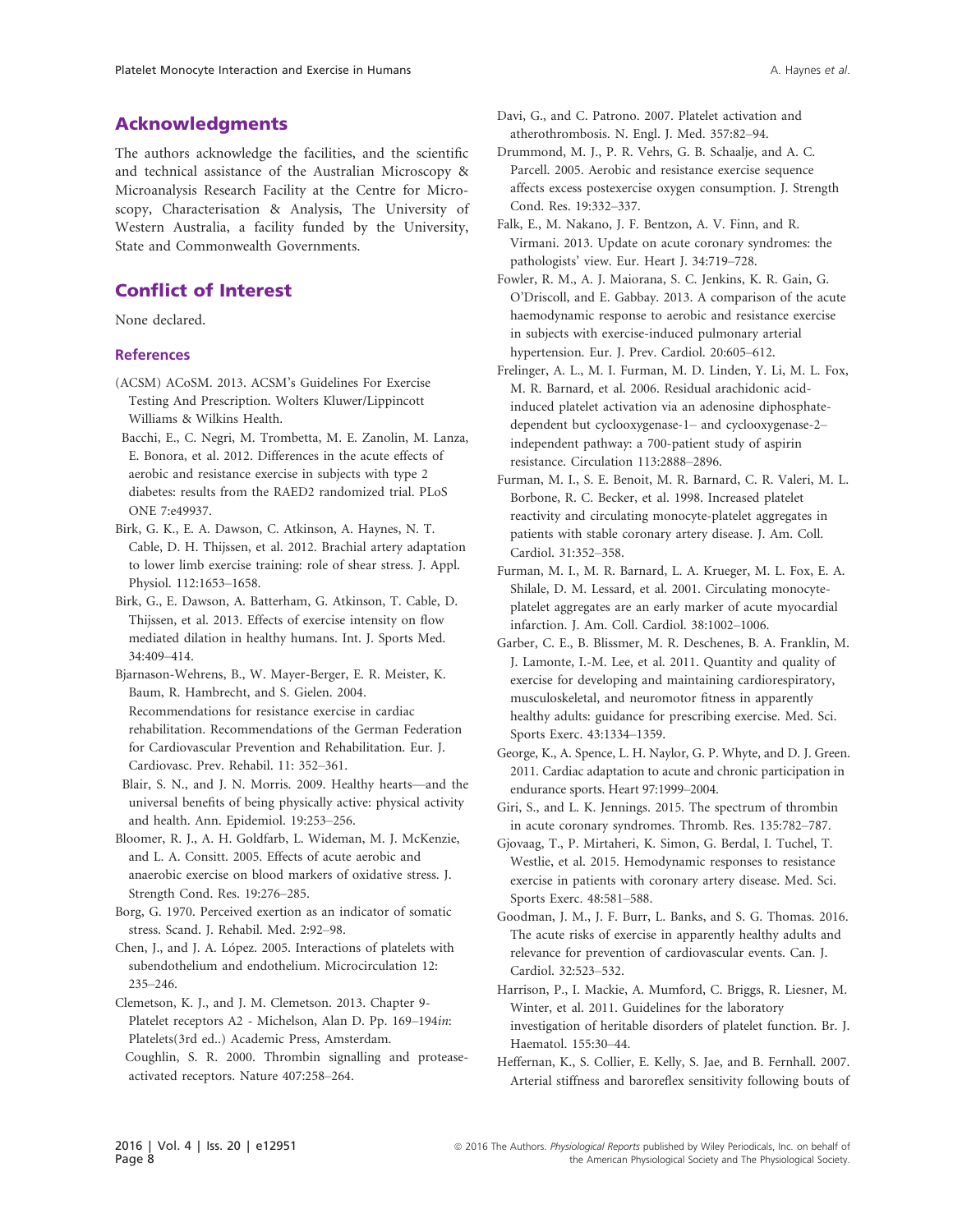## Acknowledgments

The authors acknowledge the facilities, and the scientific and technical assistance of the Australian Microscopy & Microanalysis Research Facility at the Centre for Microscopy, Characterisation & Analysis, The University of Western Australia, a facility funded by the University, State and Commonwealth Governments.

## Conflict of Interest

None declared.

### References

(ACSM) ACoSM. 2013. ACSM's Guidelines For Exercise Testing And Prescription. Wolters Kluwer/Lippincott Williams & Wilkins Health.

Bacchi, E., C. Negri, M. Trombetta, M. E. Zanolin, M. Lanza, E. Bonora, et al. 2012. Differences in the acute effects of aerobic and resistance exercise in subjects with type 2 diabetes: results from the RAED2 randomized trial. PLoS ONE 7:e49937.

Birk, G. K., E. A. Dawson, C. Atkinson, A. Haynes, N. T. Cable, D. H. Thijssen, et al. 2012. Brachial artery adaptation to lower limb exercise training: role of shear stress. J. Appl. Physiol. 112:1653–1658.

Birk, G., E. Dawson, A. Batterham, G. Atkinson, T. Cable, D. Thijssen, et al. 2013. Effects of exercise intensity on flow mediated dilation in healthy humans. Int. J. Sports Med. 34:409–414.

Bjarnason-Wehrens, B., W. Mayer-Berger, E. R. Meister, K. Baum, R. Hambrecht, and S. Gielen. 2004. Recommendations for resistance exercise in cardiac rehabilitation. Recommendations of the German Federation for Cardiovascular Prevention and Rehabilitation. Eur. J. Cardiovasc. Prev. Rehabil. 11: 352–361.

Blair, S. N., and J. N. Morris. 2009. Healthy hearts—and the universal benefits of being physically active: physical activity and health. Ann. Epidemiol. 19:253–256.

Bloomer, R. J., A. H. Goldfarb, L. Wideman, M. J. McKenzie, and L. A. Consitt. 2005. Effects of acute aerobic and anaerobic exercise on blood markers of oxidative stress. J. Strength Cond. Res. 19:276–285.

Borg, G. 1970. Perceived exertion as an indicator of somatic stress. Scand. J. Rehabil. Med. 2:92–98.

Chen, J., and J. A. López. 2005. Interactions of platelets with subendothelium and endothelium. Microcirculation 12: 235–246.

Clemetson, K. J., and J. M. Clemetson. 2013. Chapter 9-Platelet receptors A2 - Michelson, Alan D. Pp. 169–194*in*: Platelets(3rd ed..) Academic Press, Amsterdam.

Coughlin, S. R. 2000. Thrombin signalling and protease-activated receptors. Nature 407:258–264.

Davi, G., and C. Patrono. 2007. Platelet activation and atherothrombosis. N. Engl. J. Med. 357:82–94.

Drummond, M. J., P. R. Vehrs, G. B. Schaalje, and A. C. Parcell. 2005. Aerobic and resistance exercise sequence affects excess postexercise oxygen consumption. J. Strength Cond. Res. 19:332–337.

Falk, E., M. Nakano, J. F. Bentzon, A. V. Finn, and R. Virmani. 2013. Update on acute coronary syndromes: the pathologists' view. Eur. Heart J. 34:719–728.

Fowler, R. M., A. J. Maiorana, S. C. Jenkins, K. R. Gain, G. O'Driscoll, and E. Gabbay. 2013. A comparison of the acute haemodynamic response to aerobic and resistance exercise in subjects with exercise-induced pulmonary arterial hypertension. Eur. J. Prev. Cardiol. 20:605–612.

Frelinger, A. L., M. I. Furman, M. D. Linden, Y. Li, M. L. Fox, M. R. Barnard, et al. 2006. Residual arachidonic acid-induced platelet activation via an adenosine diphosphate-dependent but cyclooxygenase-1– and cyclooxygenase-2–independent pathway: a 700-patient study of aspirin resistance. Circulation 113:2888–2896.

Furman, M. I., S. E. Benoit, M. R. Barnard, C. R. Valeri, M. L. Borbone, R. C. Becker, et al. 1998. Increased platelet reactivity and circulating monocyte-platelet aggregates in patients with stable coronary artery disease. J. Am. Coll. Cardiol. 31:352–358.

Furman, M. I., M. R. Barnard, L. A. Krueger, M. L. Fox, E. A. Shilale, D. M. Lessard, et al. 2001. Circulating monocyte-platelet aggregates are an early marker of acute myocardial infarction. J. Am. Coll. Cardiol. 38:1002–1006.

Garber, C. E., B. Blissmer, M. R. Deschenes, B. A. Franklin, M. J. Lamonte, I.-M. Lee, et al. 2011. Quantity and quality of exercise for developing and maintaining cardiorespiratory, musculoskeletal, and neuromotor fitness in apparently healthy adults: guidance for prescribing exercise. Med. Sci. Sports Exerc. 43:1334–1359.

George, K., A. Spence, L. H. Naylor, G. P. Whyte, and D. J. Green. 2011. Cardiac adaptation to acute and chronic participation in endurance sports. Heart 97:1999–2004.

Giri, S., and L. K. Jennings. 2015. The spectrum of thrombin in acute coronary syndromes. Thromb. Res. 135:782–787.

Gjovaag, T., P. Mirtaheri, K. Simon, G. Berdal, I. Tuchel, T. Westlie, et al. 2015. Hemodynamic responses to resistance exercise in patients with coronary artery disease. Med. Sci. Sports Exerc. 48:581–588.

Goodman, J. M., J. F. Burr, L. Banks, and S. G. Thomas. 2016. The acute risks of exercise in apparently healthy adults and relevance for prevention of cardiovascular events. Can. J. Cardiol. 32:523–532.

Harrison, P., I. Mackie, A. Mumford, C. Briggs, R. Liesner, M. Winter, et al. 2011. Guidelines for the laboratory investigation of heritable disorders of platelet function. Br. J. Haematol. 155:30–44.

Heffernan, K., S. Collier, E. Kelly, S. Jae, and B. Fernhall. 2007. Arterial stiffness and baroreflex sensitivity following bouts of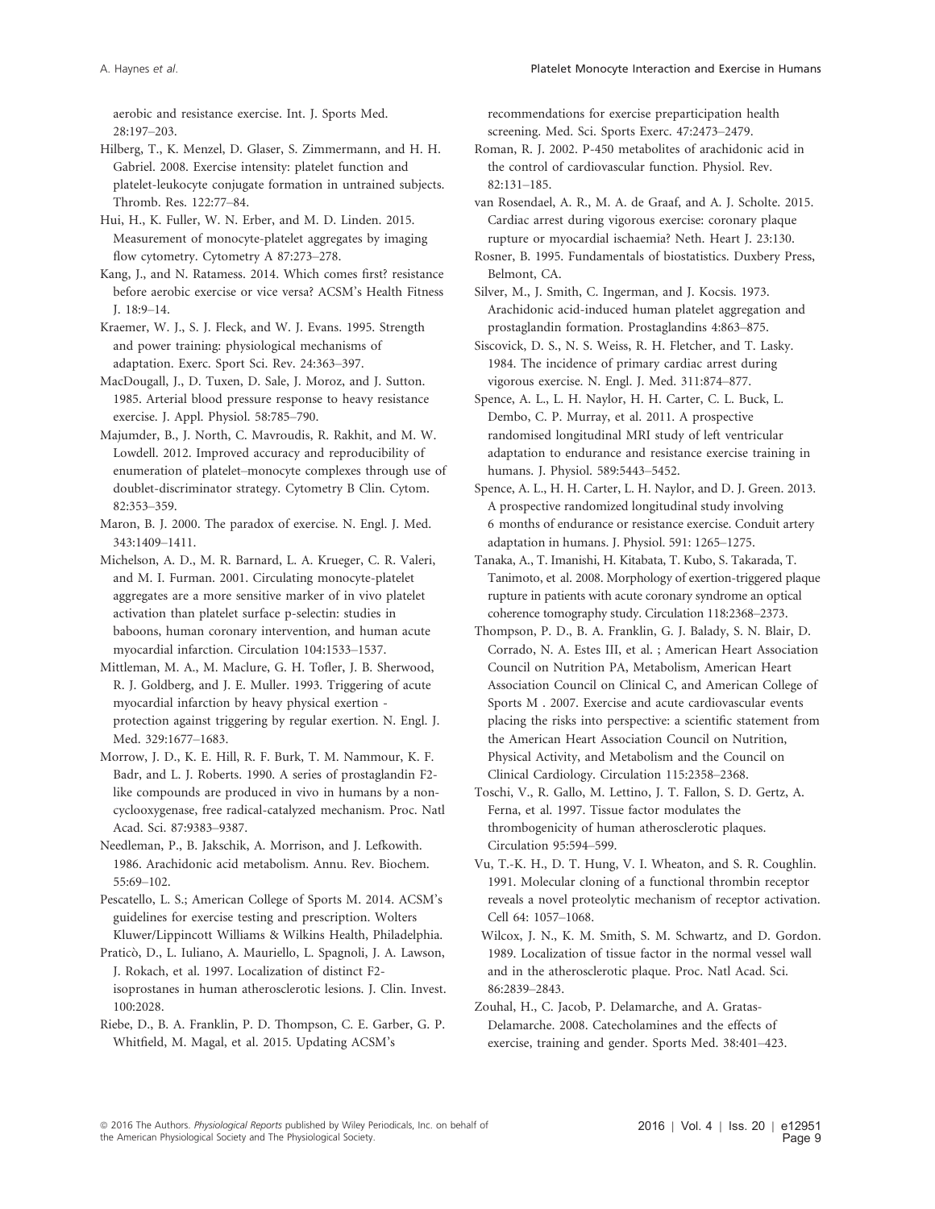aerobic and resistance exercise. Int. J. Sports Med. 28:197–203.

Hilberg, T., K. Menzel, D. Glaser, S. Zimmermann, and H. H. Gabriel. 2008. Exercise intensity: platelet function and platelet-leukocyte conjugate formation in untrained subjects. Thromb. Res. 122:77–84.

Hui, H., K. Fuller, W. N. Erber, and M. D. Linden. 2015. Measurement of monocyte-platelet aggregates by imaging flow cytometry. Cytometry A 87:273–278.

Kang, J., and N. Ratamess. 2014. Which comes first? resistance before aerobic exercise or vice versa? ACSM's Health Fitness J. 18:9–14.

Kraemer, W. J., S. J. Fleck, and W. J. Evans. 1995. Strength and power training: physiological mechanisms of adaptation. Exerc. Sport Sci. Rev. 24:363–397.

MacDougall, J., D. Tuxen, D. Sale, J. Moroz, and J. Sutton. 1985. Arterial blood pressure response to heavy resistance exercise. J. Appl. Physiol. 58:785–790.

Majumder, B., J. North, C. Mavroudis, R. Rakhit, and M. W. Lowdell. 2012. Improved accuracy and reproducibility of enumeration of platelet–monocyte complexes through use of doublet-discriminator strategy. Cytometry B Clin. Cytom. 82:353–359.

Maron, B. J. 2000. The paradox of exercise. N. Engl. J. Med. 343:1409–1411.

Michelson, A. D., M. R. Barnard, L. A. Krueger, C. R. Valeri, and M. I. Furman. 2001. Circulating monocyte-platelet aggregates are a more sensitive marker of in vivo platelet activation than platelet surface p-selectin: studies in baboons, human coronary intervention, and human acute myocardial infarction. Circulation 104:1533–1537.

Mittleman, M. A., M. Maclure, G. H. Tofler, J. B. Sherwood, R. J. Goldberg, and J. E. Muller. 1993. Triggering of acute myocardial infarction by heavy physical exertion - protection against triggering by regular exertion. N. Engl. J. Med. 329:1677–1683.

Morrow, J. D., K. E. Hill, R. F. Burk, T. M. Nammour, K. F. Badr, and L. J. Roberts. 1990. A series of prostaglandin F2-like compounds are produced in vivo in humans by a non-cyclooxygenase, free radical-catalyzed mechanism. Proc. Natl Acad. Sci. 87:9383–9387.

Needleman, P., B. Jakschik, A. Morrison, and J. Lefkowith. 1986. Arachidonic acid metabolism. Annu. Rev. Biochem. 55:69–102.

Pescatello, L. S.; American College of Sports M. 2014. ACSM's guidelines for exercise testing and prescription. Wolters Kluwer/Lippincott Williams & Wilkins Health, Philadelphia.

Praticò, D., L. Iuliano, A. Mauriello, L. Spagnoli, J. A. Lawson, J. Rokach, et al. 1997. Localization of distinct F2-isoprostanes in human atherosclerotic lesions. J. Clin. Invest. 100:2028.

Riebe, D., B. A. Franklin, P. D. Thompson, C. E. Garber, G. P. Whitfield, M. Magal, et al. 2015. Updating ACSM's recommendations for exercise preparticipation health screening. Med. Sci. Sports Exerc. 47:2473–2479.

Roman, R. J. 2002. P-450 metabolites of arachidonic acid in the control of cardiovascular function. Physiol. Rev. 82:131–185.

van Rosendael, A. R., M. A. de Graaf, and A. J. Scholte. 2015. Cardiac arrest during vigorous exercise: coronary plaque rupture or myocardial ischaemia? Neth. Heart J. 23:130.

Rosner, B. 1995. Fundamentals of biostatistics. Duxbery Press, Belmont, CA.

Silver, M., J. Smith, C. Ingerman, and J. Kocsis. 1973. Arachidonic acid-induced human platelet aggregation and prostaglandin formation. Prostaglandins 4:863–875.

Siscovick, D. S., N. S. Weiss, R. H. Fletcher, and T. Lasky. 1984. The incidence of primary cardiac arrest during vigorous exercise. N. Engl. J. Med. 311:874–877.

Spence, A. L., L. H. Naylor, H. H. Carter, C. L. Buck, L. Dembo, C. P. Murray, et al. 2011. A prospective randomised longitudinal MRI study of left ventricular adaptation to endurance and resistance exercise training in humans. J. Physiol. 589:5443–5452.

Spence, A. L., H. H. Carter, L. H. Naylor, and D. J. Green. 2013. A prospective randomized longitudinal study involving 6 months of endurance or resistance exercise. Conduit artery adaptation in humans. J. Physiol. 591: 1265–1275.

Tanaka, A., T. Imanishi, H. Kitabata, T. Kubo, S. Takarada, T. Tanimoto, et al. 2008. Morphology of exertion-triggered plaque rupture in patients with acute coronary syndrome an optical coherence tomography study. Circulation 118:2368–2373.

Thompson, P. D., B. A. Franklin, G. J. Balady, S. N. Blair, D. Corrado, N. A. Estes III, et al. ; American Heart Association Council on Nutrition PA, Metabolism, American Heart Association Council on Clinical C, and American College of Sports M . 2007. Exercise and acute cardiovascular events placing the risks into perspective: a scientific statement from the American Heart Association Council on Nutrition, Physical Activity, and Metabolism and the Council on Clinical Cardiology. Circulation 115:2358–2368.

Toschi, V., R. Gallo, M. Lettino, J. T. Fallon, S. D. Gertz, A. Ferna, et al. 1997. Tissue factor modulates the thrombogenicity of human atherosclerotic plaques. Circulation 95:594–599.

Vu, T.-K. H., D. T. Hung, V. I. Wheaton, and S. R. Coughlin. 1991. Molecular cloning of a functional thrombin receptor reveals a novel proteolytic mechanism of receptor activation. Cell 64: 1057–1068.

Wilcox, J. N., K. M. Smith, S. M. Schwartz, and D. Gordon. 1989. Localization of tissue factor in the normal vessel wall and in the atherosclerotic plaque. Proc. Natl Acad. Sci. 86:2839–2843.

Zouhal, H., C. Jacob, P. Delamarche, and A. Gratas-Delamarche. 2008. Catecholamines and the effects of exercise, training and gender. Sports Med. 38:401–423.